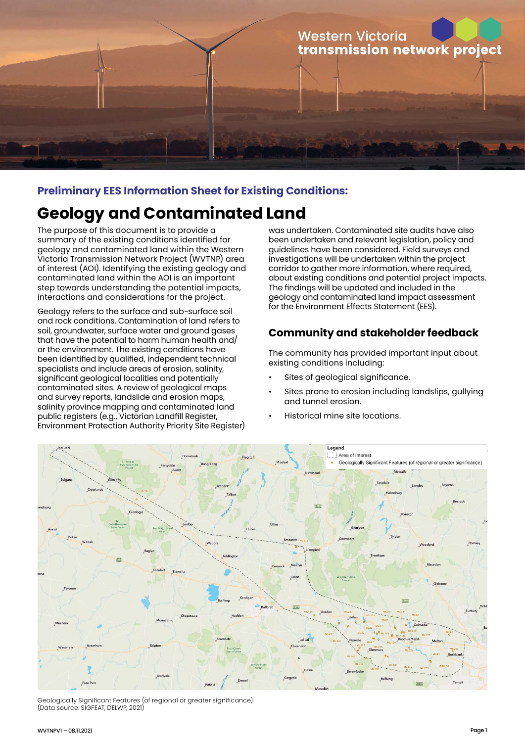Western Victoria **transmission network project**

### Preliminary EES Information Sheet for Existing Conditions:

# Geology and Contaminated Land

The purpose of this document is to provide a summary of the existing conditions identified for geology and contaminated land within the Western Victoria Transmission Network Project (WVTNP) area of interest (AOI). Identifying the existing geology and contaminated land within the AOI is an important step towards understanding the potential impacts, interactions and considerations for the project.

Geology refers to the surface and sub-surface soil and rock conditions. Contamination of land refers to soil, groundwater, surface water and ground gases that have the potential to harm human health and/or the environment. The existing conditions have been identified by qualified, independent technical specialists and include areas of erosion, salinity, significant geological localities and potentially contaminated sites. A review of geological maps and survey reports, landslide and erosion maps, salinity province mapping and contaminated land public registers (e.g., Victorian Landfill Register, Environment Protection Authority Priority Site Register) was undertaken. Contaminated site audits have also been undertaken and relevant legislation, policy and guidelines have been considered. Field surveys and investigations will be undertaken within the project corridor to gather more information, where required, about existing conditions and potential project impacts. The findings will be updated and included in the geology and contaminated land impact assessment for the Environment Effects Statement (EES).

## Community and stakeholder feedback

The community has provided important input about existing conditions including:

- Sites of geological significance.
- Sites prone to erosion including landslips, gullying and tunnel erosion.
- Historical mine site locations.

Geologically Significant Features (of regional or greater significance)
(Data source: SIGFEAT, DELWP, 2021)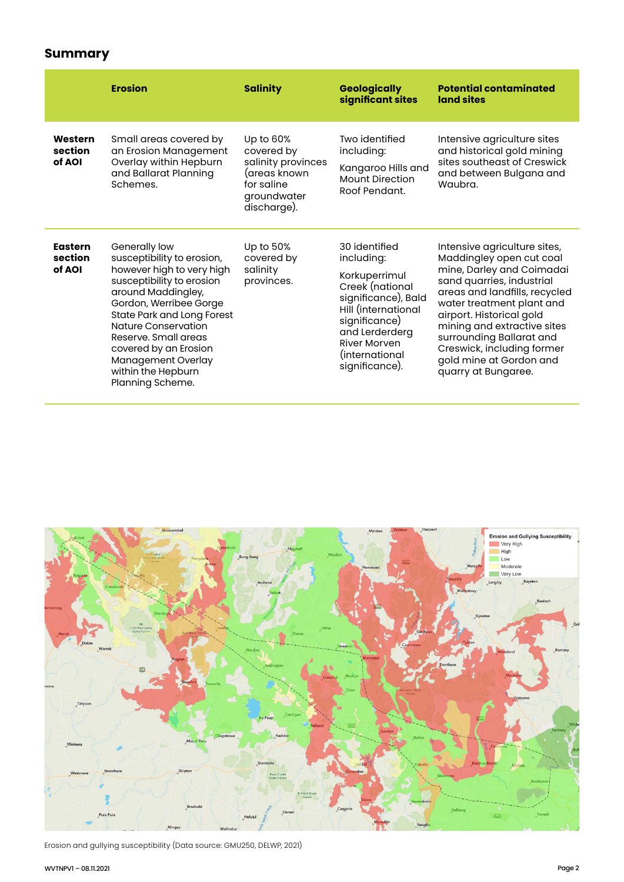## Summary

| | Erosion | Salinity | Geologically significant sites | Potential contaminated land sites |
|---|---|---|---|---|
| **Western section of AOI** | Small areas covered by an Erosion Management Overlay within Hepburn and Ballarat Planning Schemes. | Up to 60% covered by salinity provinces (areas known for saline groundwater discharge). | Two identified including: Kangaroo Hills and Mount Direction Roof Pendant. | Intensive agriculture sites and historical gold mining sites southeast of Creswick and between Bulgana and Waubra. |
| **Eastern section of AOI** | Generally low susceptibility to erosion, however high to very high susceptibility to erosion around Maddingley, Gordon, Werribee Gorge State Park and Long Forest Nature Conservation Reserve. Small areas covered by an Erosion Management Overlay within the Hepburn Planning Scheme. | Up to 50% covered by salinity provinces. | 30 identified including: Korkuperrimul Creek (national significance), Bald Hill (international significance) and Lerderderg River Morven (international significance). | Intensive agriculture sites, Maddingley open cut coal mine, Darley and Coimadai sand quarries, industrial areas and landfills, recycled water treatment plant and airport. Historical gold mining and extractive sites surrounding Ballarat and Creswick, including former gold mine at Gordon and quarry at Bungaree. |

Erosion and gullying susceptibility (Data source: GMU250, DELWP, 2021)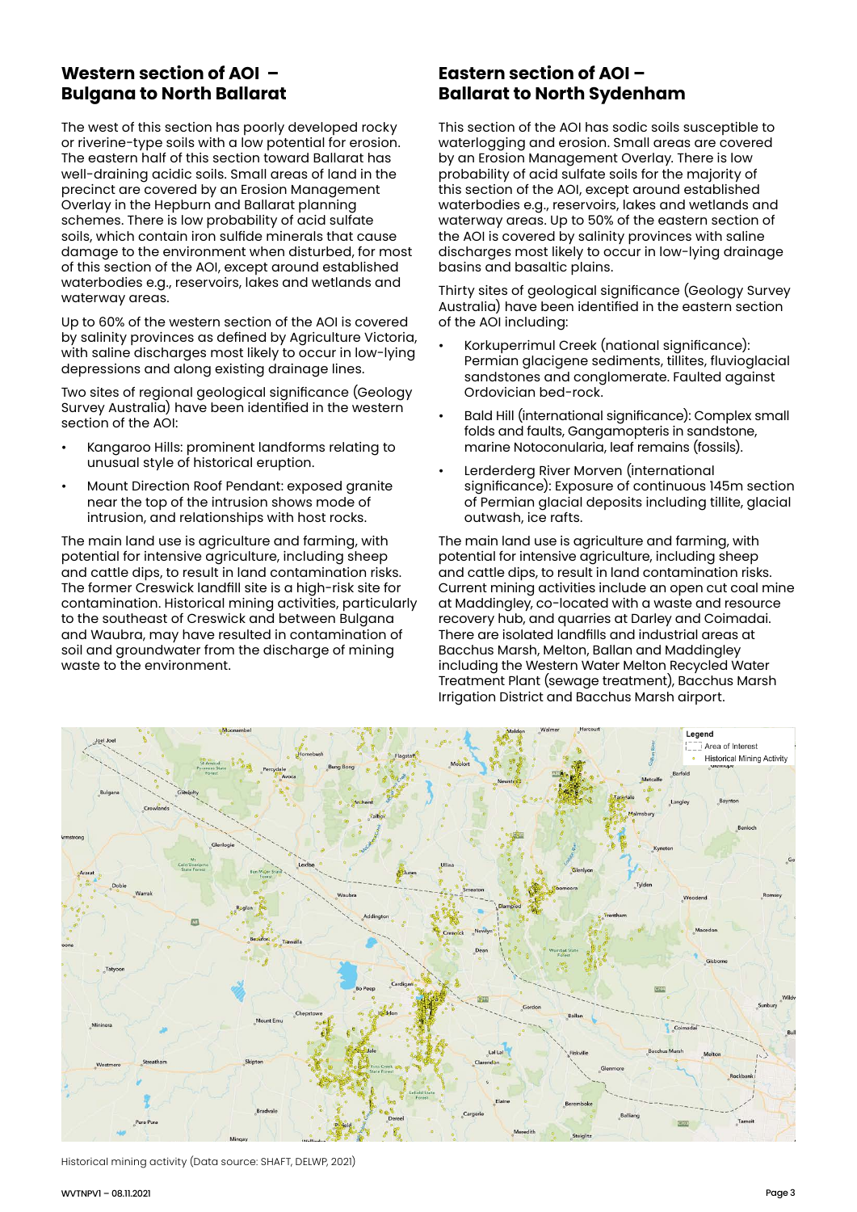## Western section of AOI – Bulgana to North Ballarat

The west of this section has poorly developed rocky or riverine-type soils with a low potential for erosion. The eastern half of this section toward Ballarat has well-draining acidic soils. Small areas of land in the precinct are covered by an Erosion Management Overlay in the Hepburn and Ballarat planning schemes. There is low probability of acid sulfate soils, which contain iron sulfide minerals that cause damage to the environment when disturbed, for most of this section of the AOI, except around established waterbodies e.g., reservoirs, lakes and wetlands and waterway areas.

Up to 60% of the western section of the AOI is covered by salinity provinces as defined by Agriculture Victoria, with saline discharges most likely to occur in low-lying depressions and along existing drainage lines.

Two sites of regional geological significance (Geology Survey Australia) have been identified in the western section of the AOI:

- Kangaroo Hills: prominent landforms relating to unusual style of historical eruption.
- Mount Direction Roof Pendant: exposed granite near the top of the intrusion shows mode of intrusion, and relationships with host rocks.

The main land use is agriculture and farming, with potential for intensive agriculture, including sheep and cattle dips, to result in land contamination risks. The former Creswick landfill site is a high-risk site for contamination. Historical mining activities, particularly to the southeast of Creswick and between Bulgana and Waubra, may have resulted in contamination of soil and groundwater from the discharge of mining waste to the environment.

## Eastern section of AOI – Ballarat to North Sydenham

This section of the AOI has sodic soils susceptible to waterlogging and erosion. Small areas are covered by an Erosion Management Overlay. There is low probability of acid sulfate soils for the majority of this section of the AOI, except around established waterbodies e.g., reservoirs, lakes and wetlands and waterway areas. Up to 50% of the eastern section of the AOI is covered by salinity provinces with saline discharges most likely to occur in low-lying drainage basins and basaltic plains.

Thirty sites of geological significance (Geology Survey Australia) have been identified in the eastern section of the AOI including:

- Korkuperrimul Creek (national significance): Permian glacigene sediments, tillites, fluvioglacial sandstones and conglomerate. Faulted against Ordovician bed-rock.
- Bald Hill (international significance): Complex small folds and faults, Gangamopteris in sandstone, marine Notoconularia, leaf remains (fossils).
- Lerderderg River Morven (international significance): Exposure of continuous 145m section of Permian glacial deposits including tillite, glacial outwash, ice rafts.

The main land use is agriculture and farming, with potential for intensive agriculture, including sheep and cattle dips, to result in land contamination risks. Current mining activities include an open cut coal mine at Maddingley, co-located with a waste and resource recovery hub, and quarries at Darley and Coimadai. There are isolated landfills and industrial areas at Bacchus Marsh, Melton, Ballan and Maddingley including the Western Water Melton Recycled Water Treatment Plant (sewage treatment), Bacchus Marsh Irrigation District and Bacchus Marsh airport.

Historical mining activity (Data source: SHAFT, DELWP, 2021)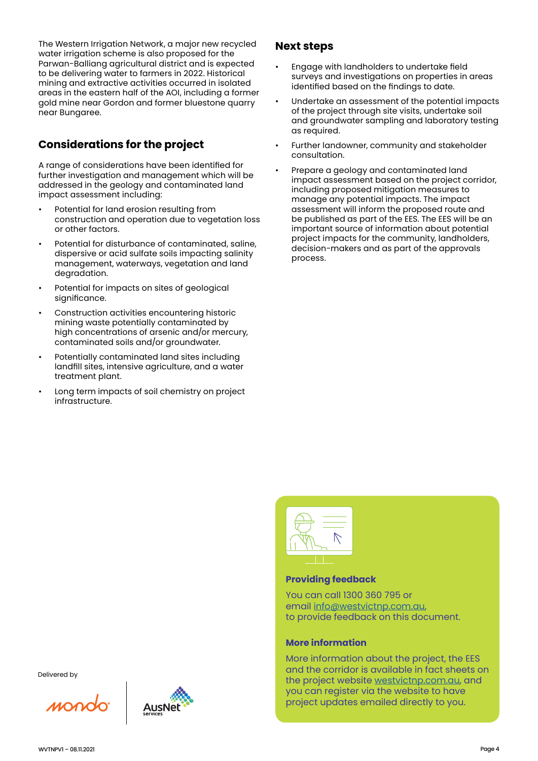The Western Irrigation Network, a major new recycled water irrigation scheme is also proposed for the Parwan-Balliang agricultural district and is expected to be delivering water to farmers in 2022. Historical mining and extractive activities occurred in isolated areas in the eastern half of the AOI, including a former gold mine near Gordon and former bluestone quarry near Bungaree.

## Considerations for the project

A range of considerations have been identified for further investigation and management which will be addressed in the geology and contaminated land impact assessment including:

- Potential for land erosion resulting from construction and operation due to vegetation loss or other factors.
- Potential for disturbance of contaminated, saline, dispersive or acid sulfate soils impacting salinity management, waterways, vegetation and land degradation.
- Potential for impacts on sites of geological significance.
- Construction activities encountering historic mining waste potentially contaminated by high concentrations of arsenic and/or mercury, contaminated soils and/or groundwater.
- Potentially contaminated land sites including landfill sites, intensive agriculture, and a water treatment plant.
- Long term impacts of soil chemistry on project infrastructure.

## Next steps

- Engage with landholders to undertake field surveys and investigations on properties in areas identified based on the findings to date.
- Undertake an assessment of the potential impacts of the project through site visits, undertake soil and groundwater sampling and laboratory testing as required.
- Further landowner, community and stakeholder consultation.
- Prepare a geology and contaminated land impact assessment based on the project corridor, including proposed mitigation measures to manage any potential impacts. The impact assessment will inform the proposed route and be published as part of the EES. The EES will be an important source of information about potential project impacts for the community, landholders, decision-makers and as part of the approvals process.

### Providing feedback

You can call 1300 360 795 or email info@westvictnp.com.au, to provide feedback on this document.

### More information

More information about the project, the EES and the corridor is available in fact sheets on the project website westvictnp.com.au, and you can register via the website to have project updates emailed directly to you.

Delivered by

mondo

AusNet services

WVTNPV1 – 08.11.2021